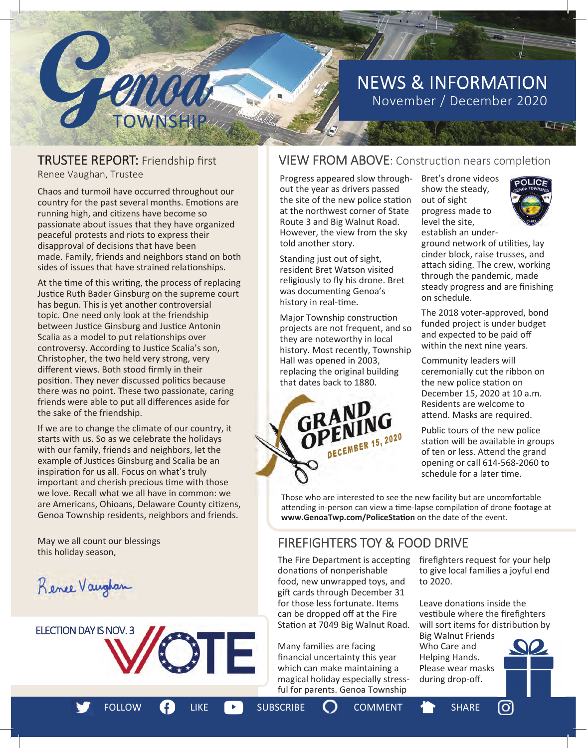# Genoa TOWNSHIP

## NEWS & INFORMATION
November / December 2020

## TRUSTEE REPORT: Friendship first

Renee Vaughan, Trustee

Chaos and turmoil have occurred throughout our country for the past several months. Emotions are running high, and citizens have become so passionate about issues that they have organized peaceful protests and riots to express their disapproval of decisions that have been made. Family, friends and neighbors stand on both sides of issues that have strained relationships.

At the time of this writing, the process of replacing Justice Ruth Bader Ginsburg on the supreme court has begun. This is yet another controversial topic. One need only look at the friendship between Justice Ginsburg and Justice Antonin Scalia as a model to put relationships over controversy. According to Justice Scalia's son, Christopher, the two held very strong, very different views. Both stood firmly in their position. They never discussed politics because there was no point. These two passionate, caring friends were able to put all differences aside for the sake of the friendship.

If we are to change the climate of our country, it starts with us. So as we celebrate the holidays with our family, friends and neighbors, let the example of Justices Ginsburg and Scalia be an inspiration for us all. Focus on what's truly important and cherish precious time with those we love. Recall what we all have in common: we are Americans, Ohioans, Delaware County citizens, Genoa Township residents, neighbors and friends.

May we all count our blessings
this holiday season,

Renee Vaughan

ELECTION DAY IS NOV. 3

VOTE

## VIEW FROM ABOVE: Construction nears completion

Progress appeared slow throughout the year as drivers passed the site of the new police station at the northwest corner of State Route 3 and Big Walnut Road. However, the view from the sky told another story.

Standing just out of sight, resident Bret Watson visited religiously to fly his drone. Bret was documenting Genoa's history in real-time.

Major Township construction projects are not frequent, and so they are noteworthy in local history. Most recently, Township Hall was opened in 2003, replacing the original building that dates back to 1880.

Bret's drone videos show the steady, out of sight progress made to level the site, establish an underground network of utilities, lay cinder block, raise trusses, and attach siding. The crew, working through the pandemic, made steady progress and are finishing on schedule.

The 2018 voter-approved, bond funded project is under budget and expected to be paid off within the next nine years.

Community leaders will ceremonially cut the ribbon on the new police station on December 15, 2020 at 10 a.m. Residents are welcome to attend. Masks are required.

GRAND OPENING DECEMBER 15, 2020

Public tours of the new police station will be available in groups of ten or less. Attend the grand opening or call 614-568-2060 to schedule for a later time.

Those who are interested to see the new facility but are uncomfortable attending in-person can view a time-lapse compilation of drone footage at **www.GenoaTwp.com/PoliceStation** on the date of the event.

## FIREFIGHTERS TOY & FOOD DRIVE

The Fire Department is accepting donations of nonperishable food, new unwrapped toys, and gift cards through December 31 for those less fortunate. Items can be dropped off at the Fire Station at 7049 Big Walnut Road.

Many families are facing financial uncertainty this year which can make maintaining a magical holiday especially stressful for parents. Genoa Township firefighters request for your help to give local families a joyful end to 2020.

Leave donations inside the vestibule where the firefighters will sort items for distribution by Big Walnut Friends Who Care and Helping Hands. Please wear masks during drop-off.

FOLLOW LIKE SUBSCRIBE COMMENT SHARE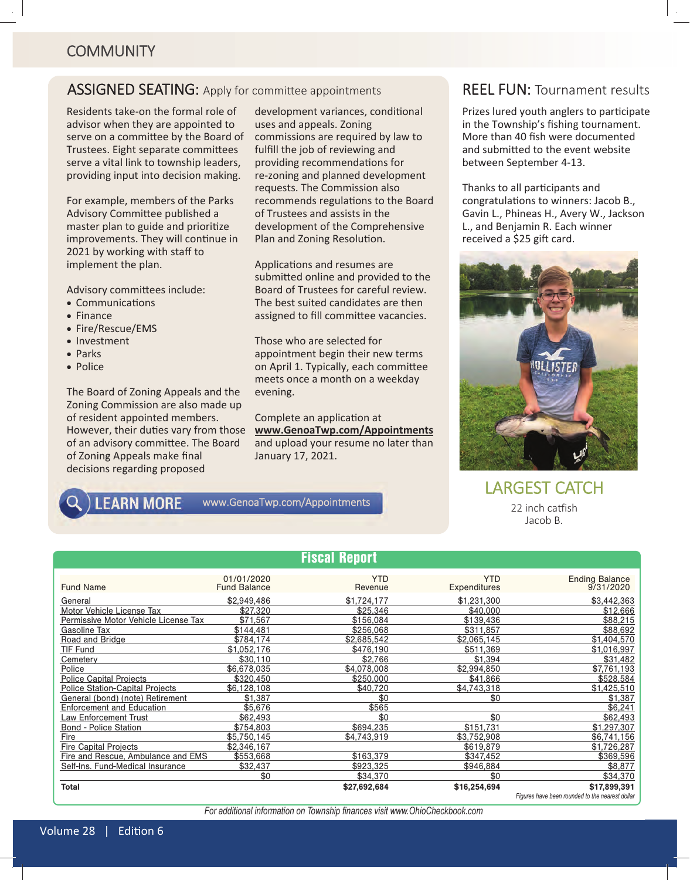## COMMUNITY

### ASSIGNED SEATING: Apply for committee appointments

Residents take-on the formal role of advisor when they are appointed to serve on a committee by the Board of Trustees. Eight separate committees serve a vital link to township leaders, providing input into decision making.

For example, members of the Parks Advisory Committee published a master plan to guide and prioritize improvements. They will continue in 2021 by working with staff to implement the plan.

Advisory committees include:

- Communications
- Finance
- Fire/Rescue/EMS
- Investment
- Parks
- Police

The Board of Zoning Appeals and the Zoning Commission are also made up of resident appointed members. However, their duties vary from those of an advisory committee. The Board of Zoning Appeals make final decisions regarding proposed development variances, conditional uses and appeals. Zoning commissions are required by law to fulfill the job of reviewing and providing recommendations for re-zoning and planned development requests. The Commission also recommends regulations to the Board of Trustees and assists in the development of the Comprehensive Plan and Zoning Resolution.

Applications and resumes are submitted online and provided to the Board of Trustees for careful review. The best suited candidates are then assigned to fill committee vacancies.

Those who are selected for appointment begin their new terms on April 1. Typically, each committee meets once a month on a weekday evening.

Complete an application at **www.GenoaTwp.com/Appointments** and upload your resume no later than January 17, 2021.

**LEARN MORE** www.GenoaTwp.com/Appointments

### REEL FUN: Tournament results

Prizes lured youth anglers to participate in the Township's fishing tournament. More than 40 fish were documented and submitted to the event website between September 4-13.

Thanks to all participants and congratulations to winners: Jacob B., Gavin L., Phineas H., Avery W., Jackson L., and Benjamin R. Each winner received a $25 gift card.

LARGEST CATCH

22 inch catfish
Jacob B.

## Fiscal Report

| Fund Name | 01/01/2020 Fund Balance | YTD Revenue | YTD Expenditures | Ending Balance 9/31/2020 |
|---|---|---|---|---|
| General | $2,949,486 | $1,724,177 | $1,231,300 | $3,442,363 |
| Motor Vehicle License Tax | $27,320 | $25,346 | $40,000 | $12,666 |
| Permissive Motor Vehicle License Tax | $71,567 | $156,084 | $139,436 | $88,215 |
| Gasoline Tax | $144,481 | $256,068 | $311,857 | $88,692 |
| Road and Bridge | $784,174 | $2,685,542 | $2,065,145 | $1,404,570 |
| TIF Fund | $1,052,176 | $476,190 | $511,369 | $1,016,997 |
| Cemetery | $30,110 | $2,766 | $1,394 | $31,482 |
| Police | $6,678,035 | $4,078,008 | $2,994,850 | $7,761,193 |
| Police Capital Projects | $320,450 | $250,000 | $41,866 | $528,584 |
| Police Station-Capital Projects | $6,128,108 | $40,720 | $4,743,318 | $1,425,510 |
| General (bond) (note) Retirement | $1,387 | $0 | $0 | $1,387 |
| Enforcement and Education | $5,676 | $565 | | $6,241 |
| Law Enforcement Trust | $62,493 | $0 | $0 | $62,493 |
| Bond - Police Station | $754,803 | $694,235 | $151,731 | $1,297,307 |
| Fire | $5,750,145 | $4,743,919 | $3,752,908 | $6,741,156 |
| Fire Capital Projects | $2,346,167 | | $619,879 | $1,726,287 |
| Fire and Rescue, Ambulance and EMS | $553,668 | $163,379 | $347,452 | $369,596 |
| Self-Ins. Fund-Medical Insurance | $32,437 | $923,325 | $946,884 | $8,877 |
| | $0 | $34,370 | $0 | $34,370 |
| **Total** | | **$27,692,684** | **$16,254,694** | **$17,899,391** |

*Figures have been rounded to the nearest dollar*

*For additional information on Township finances visit www.OhioCheckbook.com*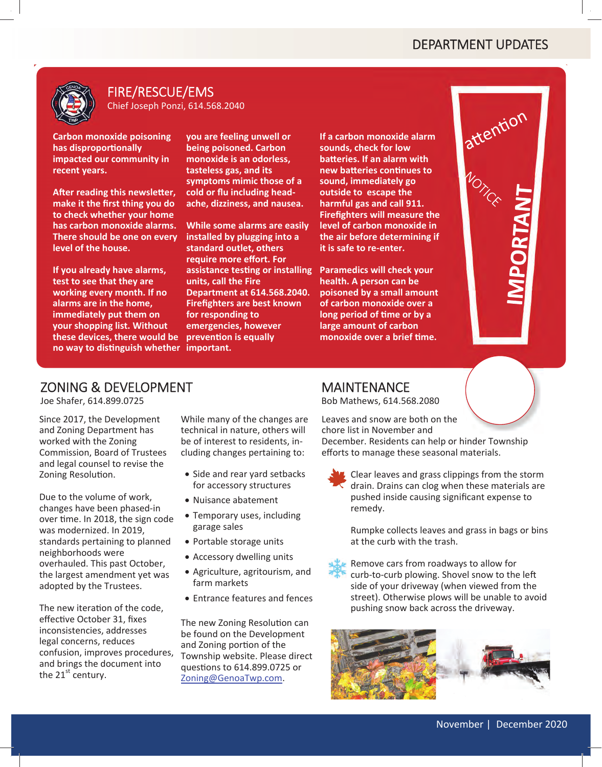# DEPARTMENT UPDATES

## FIRE/RESCUE/EMS

Chief Joseph Ponzi, 614.568.2040

**Carbon monoxide poisoning has disproportionally impacted our community in recent years.**

**After reading this newsletter, make it the first thing you do to check whether your home has carbon monoxide alarms. There should be one on every level of the house.**

**If you already have alarms, test to see that they are working every month. If no alarms are in the home, immediately put them on your shopping list. Without these devices, there would be no way to distinguish whether you are feeling unwell or being poisoned. Carbon monoxide is an odorless, tasteless gas, and its symptoms mimic those of a cold or flu including headache, dizziness, and nausea.**

**While some alarms are easily installed by plugging into a standard outlet, others require more effort. For assistance testing or installing units, call the Fire Department at 614.568.2040. Firefighters are best known for responding to emergencies, however prevention is equally important.**

**If a carbon monoxide alarm sounds, check for low batteries. If an alarm with new batteries continues to sound, immediately go outside to escape the harmful gas and call 911. Firefighters will measure the level of carbon monoxide in the air before determining if it is safe to re-enter.**

**Paramedics will check your health. A person can be poisoned by a small amount of carbon monoxide over a long period of time or by a large amount of carbon monoxide over a brief time.**

attention NOTICE IMPORTANT

## ZONING & DEVELOPMENT

Joe Shafer, 614.899.0725

Since 2017, the Development and Zoning Department has worked with the Zoning Commission, Board of Trustees and legal counsel to revise the Zoning Resolution.

Due to the volume of work, changes have been phased-in over time. In 2018, the sign code was modernized. In 2019, standards pertaining to planned neighborhoods were overhauled. This past October, the largest amendment yet was adopted by the Trustees.

The new iteration of the code, effective October 31, fixes inconsistencies, addresses legal concerns, reduces confusion, improves procedures, and brings the document into the 21st century.

While many of the changes are technical in nature, others will be of interest to residents, including changes pertaining to:

- Side and rear yard setbacks for accessory structures
- Nuisance abatement
- Temporary uses, including garage sales
- Portable storage units
- Accessory dwelling units
- Agriculture, agritourism, and farm markets
- Entrance features and fences

The new Zoning Resolution can be found on the Development and Zoning portion of the Township website. Please direct questions to 614.899.0725 or Zoning@GenoaTwp.com.

## MAINTENANCE

Bob Mathews, 614.568.2080

Leaves and snow are both on the chore list in November and December. Residents can help or hinder Township efforts to manage these seasonal materials.

Clear leaves and grass clippings from the storm drain. Drains can clog when these materials are pushed inside causing significant expense to remedy.

Rumpke collects leaves and grass in bags or bins at the curb with the trash.

Remove cars from roadways to allow for curb-to-curb plowing. Shovel snow to the left side of your driveway (when viewed from the street). Otherwise plows will be unable to avoid pushing snow back across the driveway.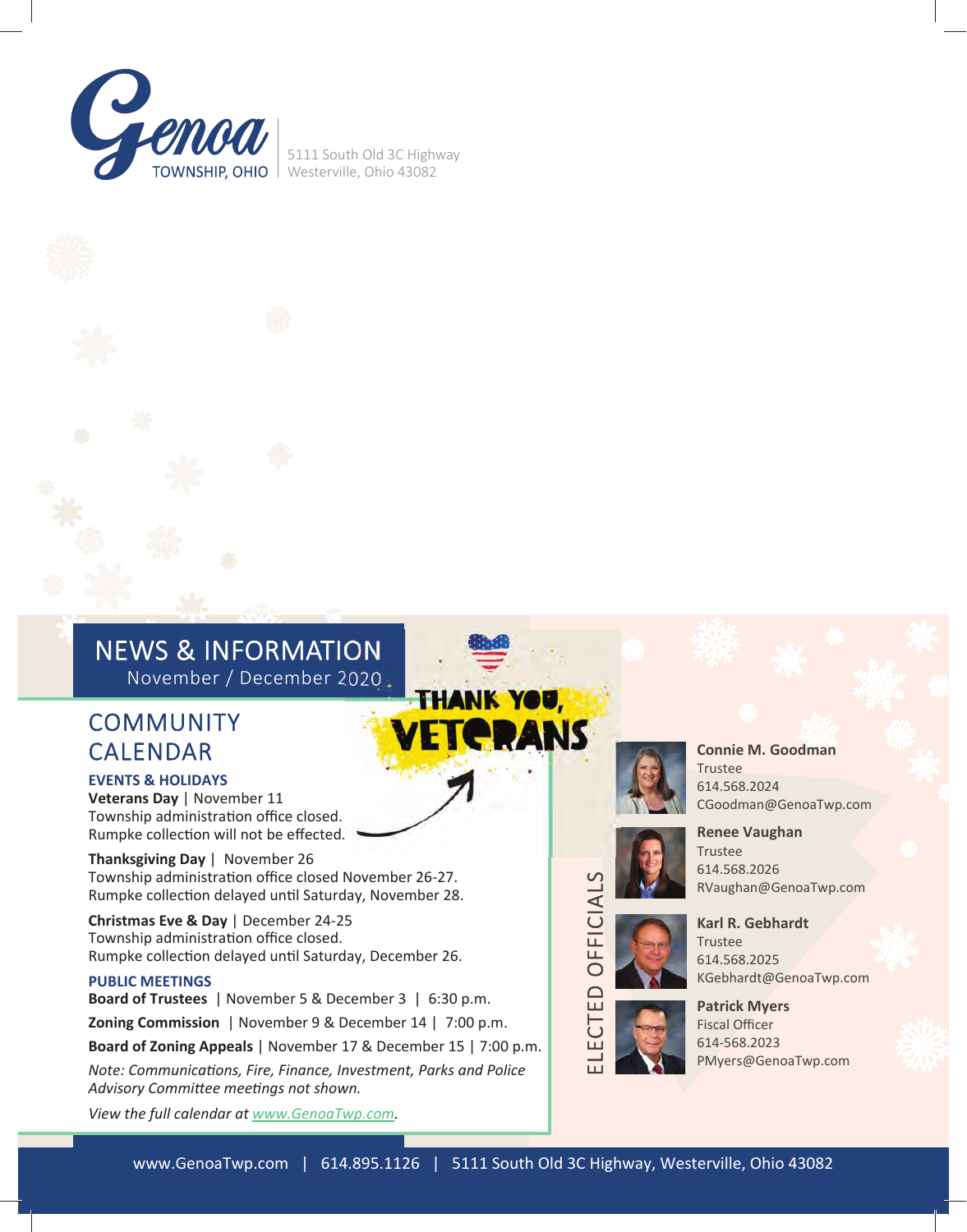Genoa TOWNSHIP, OHIO

5111 South Old 3C Highway
Westerville, Ohio 43082

# NEWS & INFORMATION

November / December 2020

THANK YOU, VETERANS

## COMMUNITY CALENDAR

### EVENTS & HOLIDAYS

**Veterans Day** | November 11
Township administration office closed.
Rumpke collection will not be effected.

**Thanksgiving Day** | November 26
Township administration office closed November 26-27.
Rumpke collection delayed until Saturday, November 28.

**Christmas Eve & Day** | December 24-25
Township administration office closed.
Rumpke collection delayed until Saturday, December 26.

### PUBLIC MEETINGS

**Board of Trustees** | November 5 & December 3 | 6:30 p.m.

**Zoning Commission** | November 9 & December 14 | 7:00 p.m.

**Board of Zoning Appeals** | November 17 & December 15 | 7:00 p.m.

*Note: Communications, Fire, Finance, Investment, Parks and Police Advisory Committee meetings not shown.*

*View the full calendar at www.GenoaTwp.com.*

## ELECTED OFFICIALS

**Connie M. Goodman**
Trustee
614.568.2024
CGoodman@GenoaTwp.com

**Renee Vaughan**
Trustee
614.568.2026
RVaughan@GenoaTwp.com

**Karl R. Gebhardt**
Trustee
614.568.2025
KGebhardt@GenoaTwp.com

**Patrick Myers**
Fiscal Officer
614-568.2023
PMyers@GenoaTwp.com

www.GenoaTwp.com | 614.895.1126 | 5111 South Old 3C Highway, Westerville, Ohio 43082